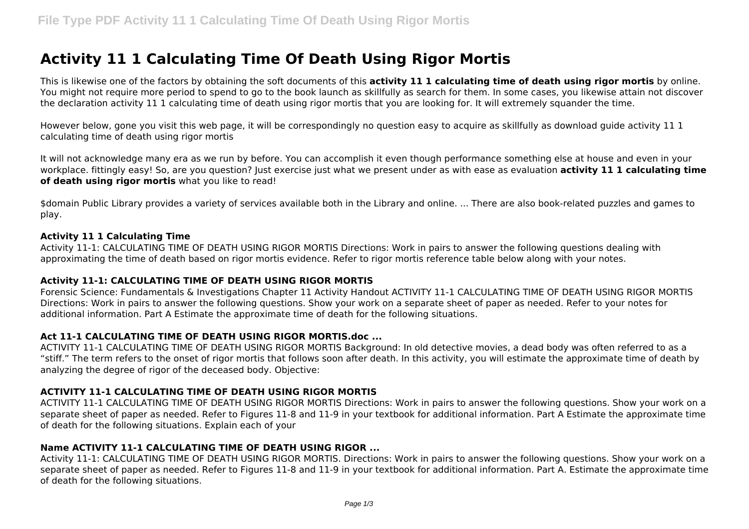# Activity 11 1 Calculating Time Of Death Using Rigor Mortis

This is likewise one of the factors by obtaining the soft documents of this **activity 11 1 calculating time of death using rigor mortis** by online. You might not require more period to spend to go to the book launch as skillfully as search for them. In some cases, you likewise attain not discover the declaration activity 11 1 calculating time of death using rigor mortis that you are looking for. It will extremely squander the time.

However below, gone you visit this web page, it will be correspondingly no question easy to acquire as skillfully as download guide activity 11 1 calculating time of death using rigor mortis

It will not acknowledge many era as we run by before. You can accomplish it even though performance something else at house and even in your workplace. fittingly easy! So, are you question? Just exercise just what we present under as with ease as evaluation **activity 11 1 calculating time of death using rigor mortis** what you like to read!

$domain Public Library provides a variety of services available both in the Library and online. ... There are also book-related puzzles and games to play.

### Activity 11 1 Calculating Time

Activity 11-1: CALCULATING TIME OF DEATH USING RIGOR MORTIS Directions: Work in pairs to answer the following questions dealing with approximating the time of death based on rigor mortis evidence. Refer to rigor mortis reference table below along with your notes.

### Activity 11-1: CALCULATING TIME OF DEATH USING RIGOR MORTIS

Forensic Science: Fundamentals & Investigations Chapter 11 Activity Handout ACTIVITY 11-1 CALCULATING TIME OF DEATH USING RIGOR MORTIS Directions: Work in pairs to answer the following questions. Show your work on a separate sheet of paper as needed. Refer to your notes for additional information. Part A Estimate the approximate time of death for the following situations.

### Act 11-1 CALCULATING TIME OF DEATH USING RIGOR MORTIS.doc ...

ACTIVITY 11-1 CALCULATING TIME OF DEATH USING RIGOR MORTIS Background: In old detective movies, a dead body was often referred to as a "stiff." The term refers to the onset of rigor mortis that follows soon after death. In this activity, you will estimate the approximate time of death by analyzing the degree of rigor of the deceased body. Objective:

### ACTIVITY 11-1 CALCULATING TIME OF DEATH USING RIGOR MORTIS

ACTIVITY 11-1 CALCULATING TIME OF DEATH USING RIGOR MORTIS Directions: Work in pairs to answer the following questions. Show your work on a separate sheet of paper as needed. Refer to Figures 11-8 and 11-9 in your textbook for additional information. Part A Estimate the approximate time of death for the following situations. Explain each of your

### Name ACTIVITY 11-1 CALCULATING TIME OF DEATH USING RIGOR ...

Activity 11-1: CALCULATING TIME OF DEATH USING RIGOR MORTIS. Directions: Work in pairs to answer the following questions. Show your work on a separate sheet of paper as needed. Refer to Figures 11-8 and 11-9 in your textbook for additional information. Part A. Estimate the approximate time of death for the following situations.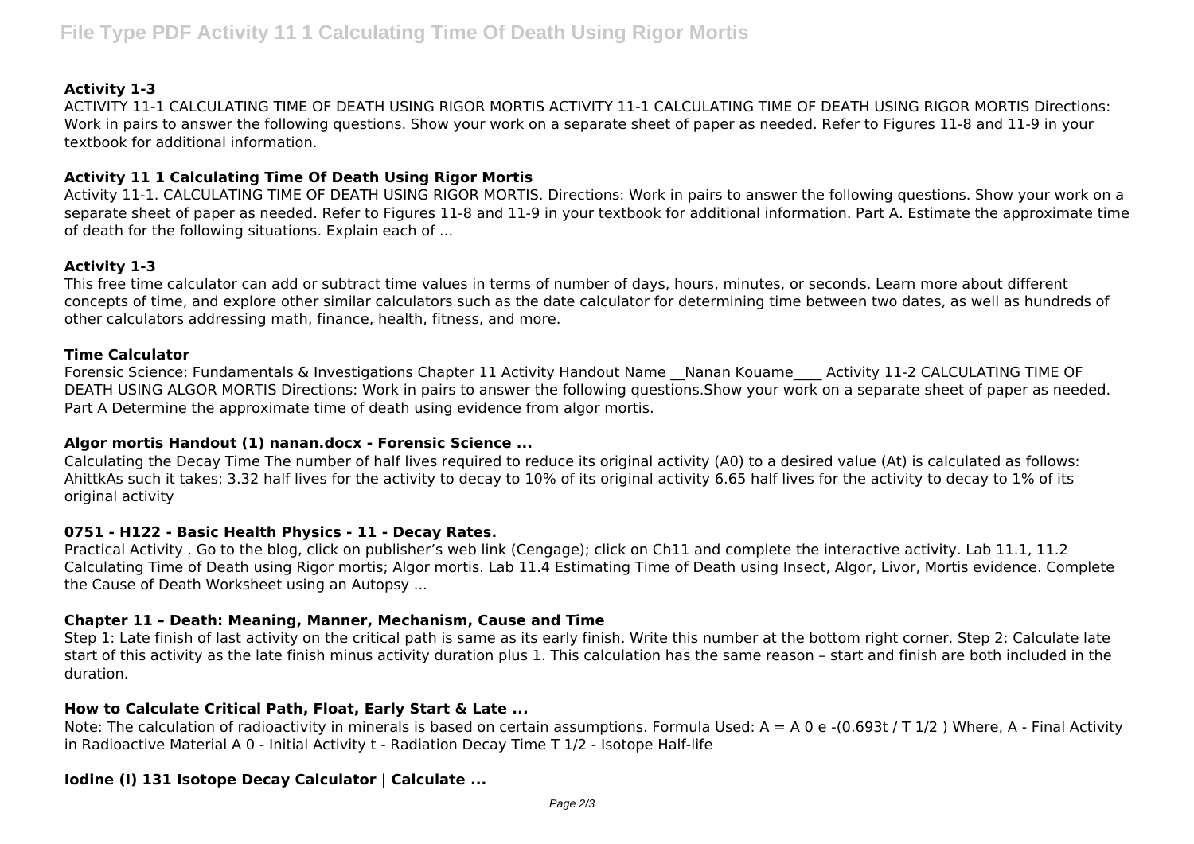### Activity 1-3

ACTIVITY 11-1 CALCULATING TIME OF DEATH USING RIGOR MORTIS ACTIVITY 11-1 CALCULATING TIME OF DEATH USING RIGOR MORTIS Directions: Work in pairs to answer the following questions. Show your work on a separate sheet of paper as needed. Refer to Figures 11-8 and 11-9 in your textbook for additional information.

### Activity 11 1 Calculating Time Of Death Using Rigor Mortis

Activity 11-1. CALCULATING TIME OF DEATH USING RIGOR MORTIS. Directions: Work in pairs to answer the following questions. Show your work on a separate sheet of paper as needed. Refer to Figures 11-8 and 11-9 in your textbook for additional information. Part A. Estimate the approximate time of death for the following situations. Explain each of ...

### Activity 1-3

This free time calculator can add or subtract time values in terms of number of days, hours, minutes, or seconds. Learn more about different concepts of time, and explore other similar calculators such as the date calculator for determining time between two dates, as well as hundreds of other calculators addressing math, finance, health, fitness, and more.

### Time Calculator

Forensic Science: Fundamentals & Investigations Chapter 11 Activity Handout Name __Nanan Kouame____ Activity 11-2 CALCULATING TIME OF DEATH USING ALGOR MORTIS Directions: Work in pairs to answer the following questions.Show your work on a separate sheet of paper as needed. Part A Determine the approximate time of death using evidence from algor mortis.

### Algor mortis Handout (1) nanan.docx - Forensic Science ...

Calculating the Decay Time The number of half lives required to reduce its original activity (A0) to a desired value (At) is calculated as follows: AhittkAs such it takes: 3.32 half lives for the activity to decay to 10% of its original activity 6.65 half lives for the activity to decay to 1% of its original activity

### 0751 - H122 - Basic Health Physics - 11 - Decay Rates.

Practical Activity . Go to the blog, click on publisher's web link (Cengage); click on Ch11 and complete the interactive activity. Lab 11.1, 11.2 Calculating Time of Death using Rigor mortis; Algor mortis. Lab 11.4 Estimating Time of Death using Insect, Algor, Livor, Mortis evidence. Complete the Cause of Death Worksheet using an Autopsy ...

### Chapter 11 – Death: Meaning, Manner, Mechanism, Cause and Time

Step 1: Late finish of last activity on the critical path is same as its early finish. Write this number at the bottom right corner. Step 2: Calculate late start of this activity as the late finish minus activity duration plus 1. This calculation has the same reason – start and finish are both included in the duration.

### How to Calculate Critical Path, Float, Early Start & Late ...

Note: The calculation of radioactivity in minerals is based on certain assumptions. Formula Used: A = A 0 e -(0.693t / T 1/2 ) Where, A - Final Activity in Radioactive Material A 0 - Initial Activity t - Radiation Decay Time T 1/2 - Isotope Half-life

### Iodine (I) 131 Isotope Decay Calculator | Calculate ...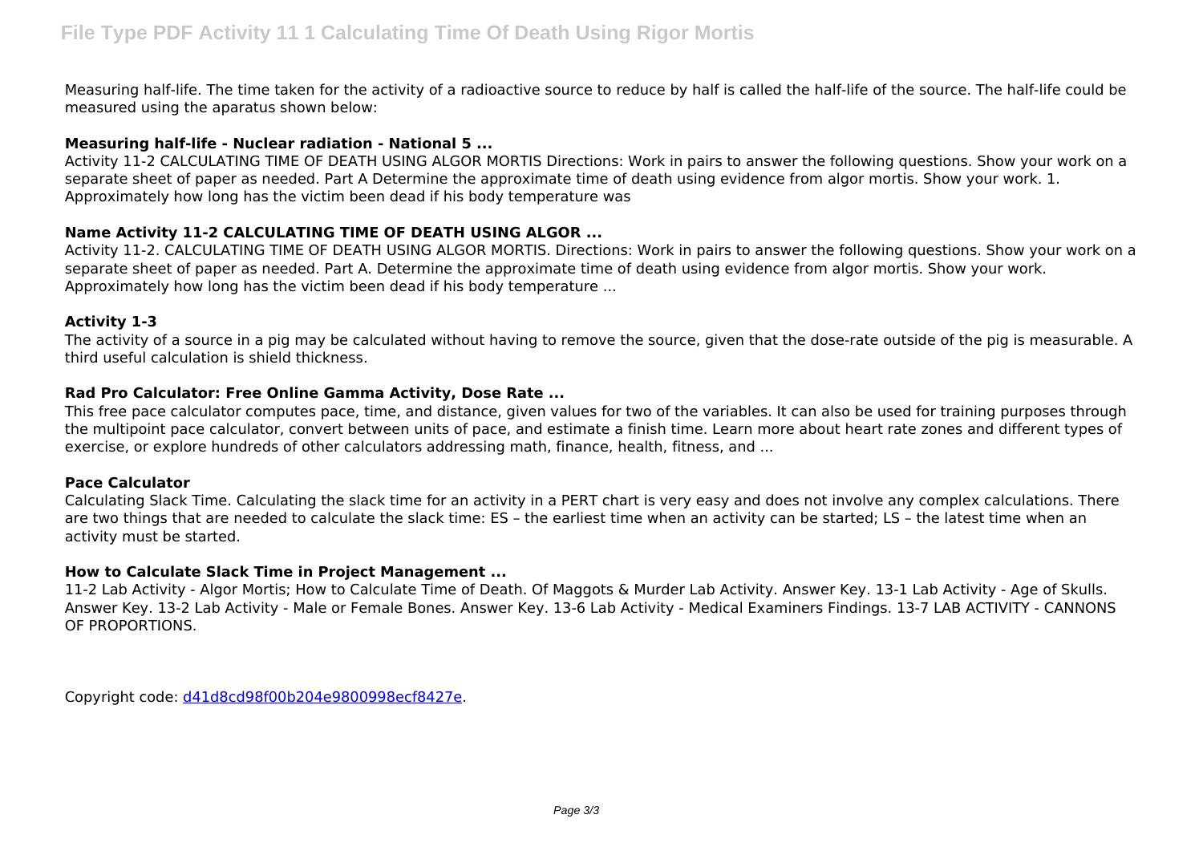Measuring half-life. The time taken for the activity of a radioactive source to reduce by half is called the half-life of the source. The half-life could be measured using the aparatus shown below:

**Measuring half-life - Nuclear radiation - National 5 ...**

Activity 11-2 CALCULATING TIME OF DEATH USING ALGOR MORTIS Directions: Work in pairs to answer the following questions. Show your work on a separate sheet of paper as needed. Part A Determine the approximate time of death using evidence from algor mortis. Show your work. 1. Approximately how long has the victim been dead if his body temperature was

**Name Activity 11-2 CALCULATING TIME OF DEATH USING ALGOR ...**

Activity 11-2. CALCULATING TIME OF DEATH USING ALGOR MORTIS. Directions: Work in pairs to answer the following questions. Show your work on a separate sheet of paper as needed. Part A. Determine the approximate time of death using evidence from algor mortis. Show your work. Approximately how long has the victim been dead if his body temperature ...

**Activity 1-3**

The activity of a source in a pig may be calculated without having to remove the source, given that the dose-rate outside of the pig is measurable. A third useful calculation is shield thickness.

**Rad Pro Calculator: Free Online Gamma Activity, Dose Rate ...**

This free pace calculator computes pace, time, and distance, given values for two of the variables. It can also be used for training purposes through the multipoint pace calculator, convert between units of pace, and estimate a finish time. Learn more about heart rate zones and different types of exercise, or explore hundreds of other calculators addressing math, finance, health, fitness, and ...

**Pace Calculator**

Calculating Slack Time. Calculating the slack time for an activity in a PERT chart is very easy and does not involve any complex calculations. There are two things that are needed to calculate the slack time: ES – the earliest time when an activity can be started; LS – the latest time when an activity must be started.

**How to Calculate Slack Time in Project Management ...**

11-2 Lab Activity - Algor Mortis; How to Calculate Time of Death. Of Maggots & Murder Lab Activity. Answer Key. 13-1 Lab Activity - Age of Skulls. Answer Key. 13-2 Lab Activity - Male or Female Bones. Answer Key. 13-6 Lab Activity - Medical Examiners Findings. 13-7 LAB ACTIVITY - CANNONS OF PROPORTIONS.

Copyright code: d41d8cd98f00b204e9800998ecf8427e.